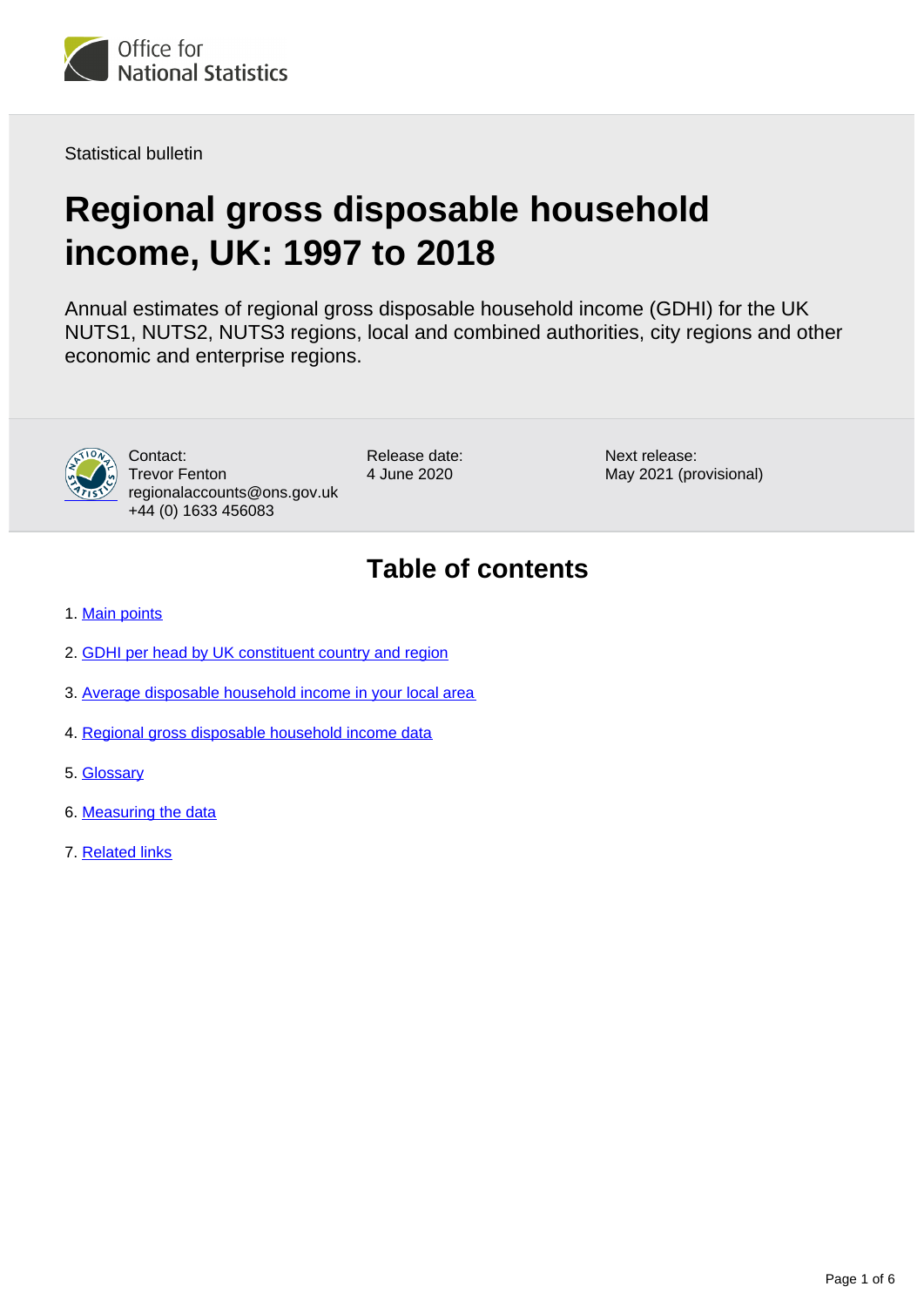Statistical bulletin

# Regional gross disposable household income, UK: 1997 to 2018

Annual estimates of regional gross disposable household income (GDHI) for the UK NUTS1, NUTS2, NUTS3 regions, local and combined authorities, city regions and other economic and enterprise regions.

Contact:
Trevor Fenton
regionalaccounts@ons.gov.uk
+44 (0) 1633 456083

Release date:
4 June 2020

Next release:
May 2021 (provisional)

## Table of contents

1. Main points
2. GDHI per head by UK constituent country and region
3. Average disposable household income in your local area
4. Regional gross disposable household income data
5. Glossary
6. Measuring the data
7. Related links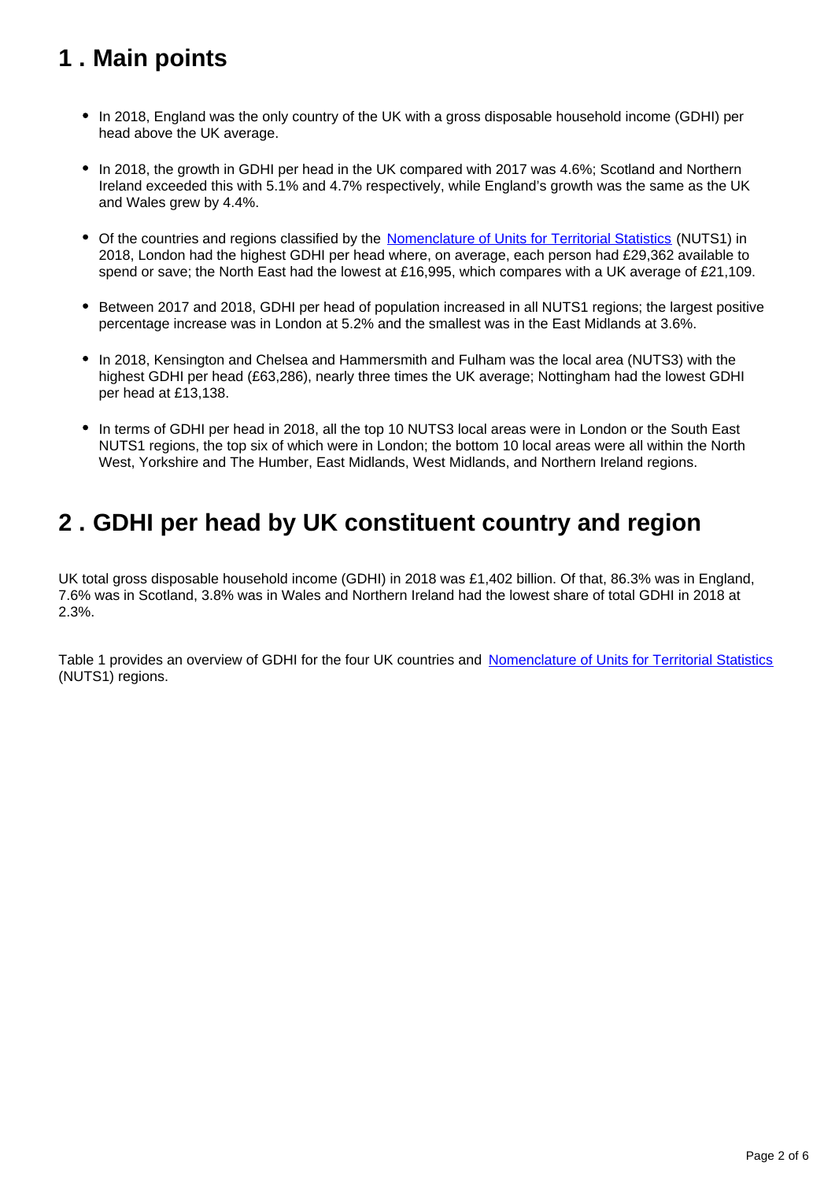## 1 . Main points

- In 2018, England was the only country of the UK with a gross disposable household income (GDHI) per head above the UK average.
- In 2018, the growth in GDHI per head in the UK compared with 2017 was 4.6%; Scotland and Northern Ireland exceeded this with 5.1% and 4.7% respectively, while England's growth was the same as the UK and Wales grew by 4.4%.
- Of the countries and regions classified by the [Nomenclature of Units for Territorial Statistics](#) (NUTS1) in 2018, London had the highest GDHI per head where, on average, each person had £29,362 available to spend or save; the North East had the lowest at £16,995, which compares with a UK average of £21,109.
- Between 2017 and 2018, GDHI per head of population increased in all NUTS1 regions; the largest positive percentage increase was in London at 5.2% and the smallest was in the East Midlands at 3.6%.
- In 2018, Kensington and Chelsea and Hammersmith and Fulham was the local area (NUTS3) with the highest GDHI per head (£63,286), nearly three times the UK average; Nottingham had the lowest GDHI per head at £13,138.
- In terms of GDHI per head in 2018, all the top 10 NUTS3 local areas were in London or the South East NUTS1 regions, the top six of which were in London; the bottom 10 local areas were all within the North West, Yorkshire and The Humber, East Midlands, West Midlands, and Northern Ireland regions.

## 2 . GDHI per head by UK constituent country and region

UK total gross disposable household income (GDHI) in 2018 was £1,402 billion. Of that, 86.3% was in England, 7.6% was in Scotland, 3.8% was in Wales and Northern Ireland had the lowest share of total GDHI in 2018 at 2.3%.

Table 1 provides an overview of GDHI for the four UK countries and [Nomenclature of Units for Territorial Statistics](#) (NUTS1) regions.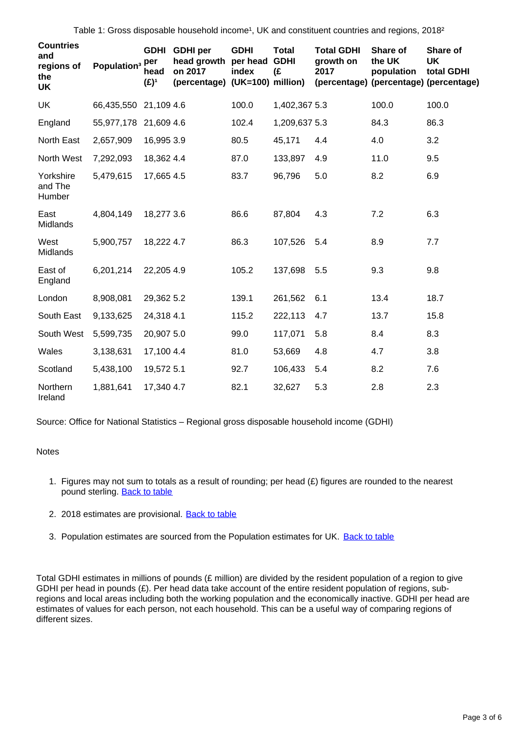Table 1: Gross disposable household income[1], UK and constituent countries and regions, 2018[2]

| Countries and regions of the UK | Population[3] | GDHI per head (£)[1] | GDHI per head growth on 2017 (percentage) | GDHI per head index (UK=100) | Total GDHI (£ million) | Total GDHI growth on 2017 (percentage) | Share of the UK population (percentage) | Share of UK total GDHI (percentage) |
|---|---|---|---|---|---|---|---|---|
| UK | 66,435,550 | 21,109 | 4.6 | 100.0 | 1,402,367 | 5.3 | 100.0 | 100.0 |
| England | 55,977,178 | 21,609 | 4.6 | 102.4 | 1,209,637 | 5.3 | 84.3 | 86.3 |
| North East | 2,657,909 | 16,995 | 3.9 | 80.5 | 45,171 | 4.4 | 4.0 | 3.2 |
| North West | 7,292,093 | 18,362 | 4.4 | 87.0 | 133,897 | 4.9 | 11.0 | 9.5 |
| Yorkshire and The Humber | 5,479,615 | 17,665 | 4.5 | 83.7 | 96,796 | 5.0 | 8.2 | 6.9 |
| East Midlands | 4,804,149 | 18,277 | 3.6 | 86.6 | 87,804 | 4.3 | 7.2 | 6.3 |
| West Midlands | 5,900,757 | 18,222 | 4.7 | 86.3 | 107,526 | 5.4 | 8.9 | 7.7 |
| East of England | 6,201,214 | 22,205 | 4.9 | 105.2 | 137,698 | 5.5 | 9.3 | 9.8 |
| London | 8,908,081 | 29,362 | 5.2 | 139.1 | 261,562 | 6.1 | 13.4 | 18.7 |
| South East | 9,133,625 | 24,318 | 4.1 | 115.2 | 222,113 | 4.7 | 13.7 | 15.8 |
| South West | 5,599,735 | 20,907 | 5.0 | 99.0 | 117,071 | 5.8 | 8.4 | 8.3 |
| Wales | 3,138,631 | 17,100 | 4.4 | 81.0 | 53,669 | 4.8 | 4.7 | 3.8 |
| Scotland | 5,438,100 | 19,572 | 5.1 | 92.7 | 106,433 | 5.4 | 8.2 | 7.6 |
| Northern Ireland | 1,881,641 | 17,340 | 4.7 | 82.1 | 32,627 | 5.3 | 2.8 | 2.3 |

Source: Office for National Statistics – Regional gross disposable household income (GDHI)

Notes

1. Figures may not sum to totals as a result of rounding; per head (£) figures are rounded to the nearest pound sterling. Back to table
2. 2018 estimates are provisional. Back to table
3. Population estimates are sourced from the Population estimates for UK. Back to table

Total GDHI estimates in millions of pounds (£ million) are divided by the resident population of a region to give GDHI per head in pounds (£). Per head data take account of the entire resident population of regions, sub-regions and local areas including both the working population and the economically inactive. GDHI per head are estimates of values for each person, not each household. This can be a useful way of comparing regions of different sizes.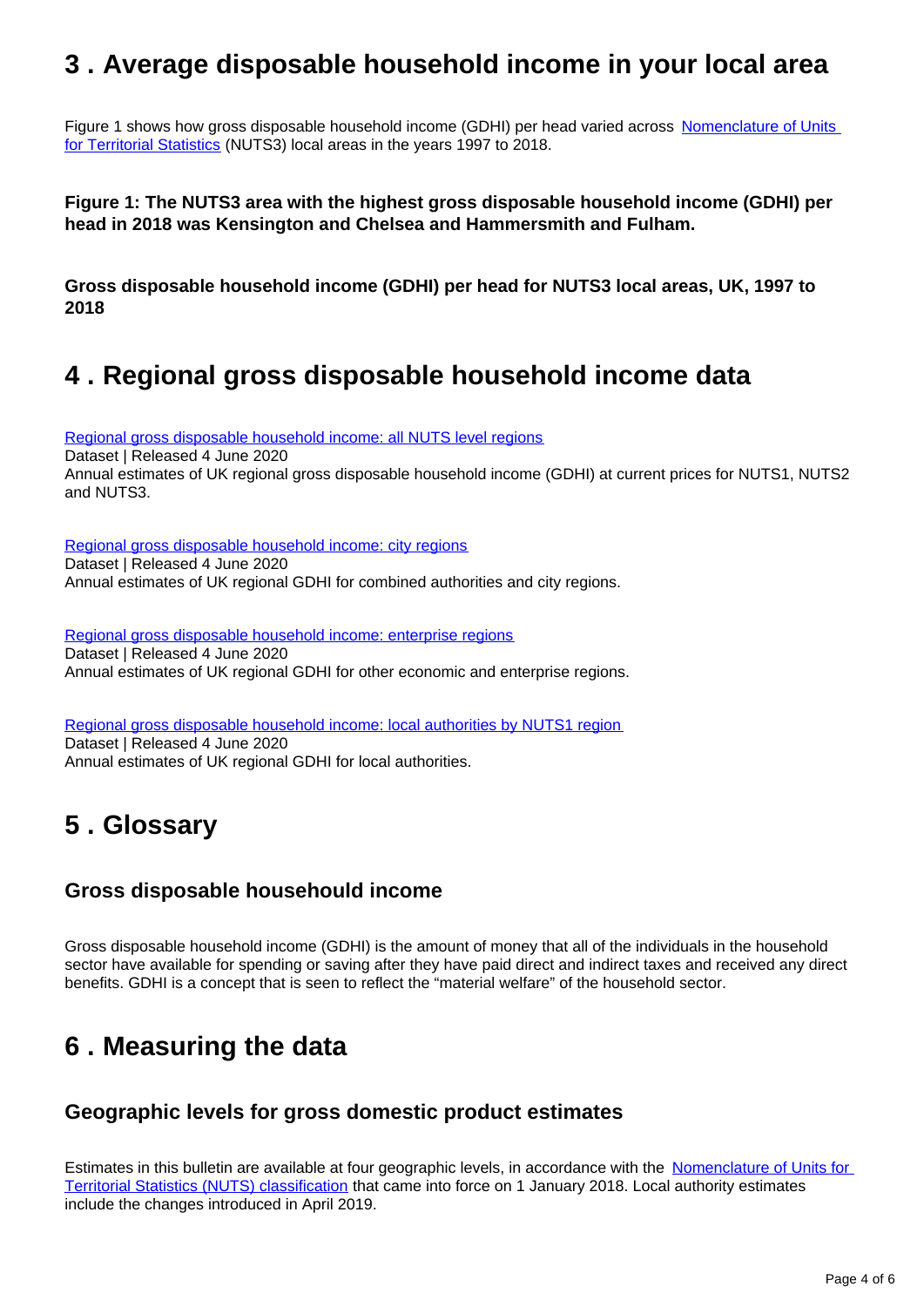## 3 . Average disposable household income in your local area

Figure 1 shows how gross disposable household income (GDHI) per head varied across Nomenclature of Units for Territorial Statistics (NUTS3) local areas in the years 1997 to 2018.

**Figure 1: The NUTS3 area with the highest gross disposable household income (GDHI) per head in 2018 was Kensington and Chelsea and Hammersmith and Fulham.**

**Gross disposable household income (GDHI) per head for NUTS3 local areas, UK, 1997 to 2018**

## 4 . Regional gross disposable household income data

Regional gross disposable household income: all NUTS level regions
Dataset | Released 4 June 2020
Annual estimates of UK regional gross disposable household income (GDHI) at current prices for NUTS1, NUTS2 and NUTS3.

Regional gross disposable household income: city regions
Dataset | Released 4 June 2020
Annual estimates of UK regional GDHI for combined authorities and city regions.

Regional gross disposable household income: enterprise regions
Dataset | Released 4 June 2020
Annual estimates of UK regional GDHI for other economic and enterprise regions.

Regional gross disposable household income: local authorities by NUTS1 region
Dataset | Released 4 June 2020
Annual estimates of UK regional GDHI for local authorities.

## 5 . Glossary

### Gross disposable househould income

Gross disposable household income (GDHI) is the amount of money that all of the individuals in the household sector have available for spending or saving after they have paid direct and indirect taxes and received any direct benefits. GDHI is a concept that is seen to reflect the "material welfare" of the household sector.

## 6 . Measuring the data

### Geographic levels for gross domestic product estimates

Estimates in this bulletin are available at four geographic levels, in accordance with the Nomenclature of Units for Territorial Statistics (NUTS) classification that came into force on 1 January 2018. Local authority estimates include the changes introduced in April 2019.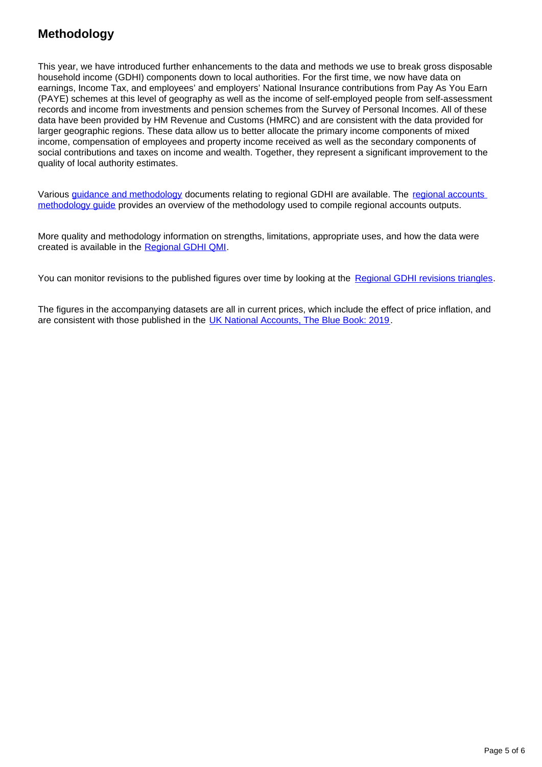## Methodology

This year, we have introduced further enhancements to the data and methods we use to break gross disposable household income (GDHI) components down to local authorities. For the first time, we now have data on earnings, Income Tax, and employees' and employers' National Insurance contributions from Pay As You Earn (PAYE) schemes at this level of geography as well as the income of self-employed people from self-assessment records and income from investments and pension schemes from the Survey of Personal Incomes. All of these data have been provided by HM Revenue and Customs (HMRC) and are consistent with the data provided for larger geographic regions. These data allow us to better allocate the primary income components of mixed income, compensation of employees and property income received as well as the secondary components of social contributions and taxes on income and wealth. Together, they represent a significant improvement to the quality of local authority estimates.

Various guidance and methodology documents relating to regional GDHI are available. The regional accounts methodology guide provides an overview of the methodology used to compile regional accounts outputs.

More quality and methodology information on strengths, limitations, appropriate uses, and how the data were created is available in the Regional GDHI QMI.

You can monitor revisions to the published figures over time by looking at the Regional GDHI revisions triangles.

The figures in the accompanying datasets are all in current prices, which include the effect of price inflation, and are consistent with those published in the UK National Accounts, The Blue Book: 2019.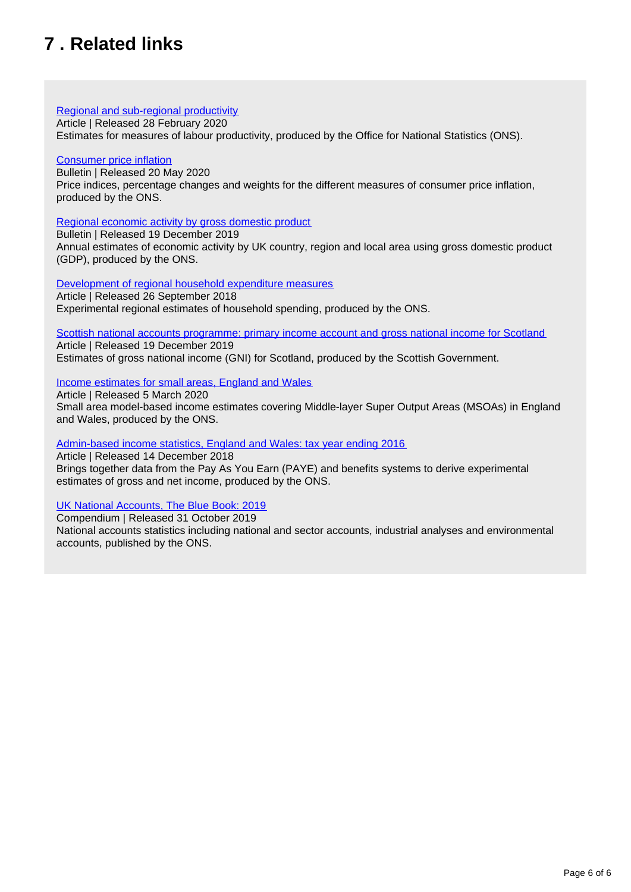## 7 . Related links

[Regional and sub-regional productivity](#)
Article | Released 28 February 2020
Estimates for measures of labour productivity, produced by the Office for National Statistics (ONS).

[Consumer price inflation](#)
Bulletin | Released 20 May 2020
Price indices, percentage changes and weights for the different measures of consumer price inflation, produced by the ONS.

[Regional economic activity by gross domestic product](#)
Bulletin | Released 19 December 2019
Annual estimates of economic activity by UK country, region and local area using gross domestic product (GDP), produced by the ONS.

[Development of regional household expenditure measures](#)
Article | Released 26 September 2018
Experimental regional estimates of household spending, produced by the ONS.

[Scottish national accounts programme: primary income account and gross national income for Scotland](#)
Article | Released 19 December 2019
Estimates of gross national income (GNI) for Scotland, produced by the Scottish Government.

[Income estimates for small areas, England and Wales](#)
Article | Released 5 March 2020
Small area model-based income estimates covering Middle-layer Super Output Areas (MSOAs) in England and Wales, produced by the ONS.

[Admin-based income statistics, England and Wales: tax year ending 2016](#)
Article | Released 14 December 2018
Brings together data from the Pay As You Earn (PAYE) and benefits systems to derive experimental estimates of gross and net income, produced by the ONS.

[UK National Accounts, The Blue Book: 2019](#)
Compendium | Released 31 October 2019
National accounts statistics including national and sector accounts, industrial analyses and environmental accounts, published by the ONS.